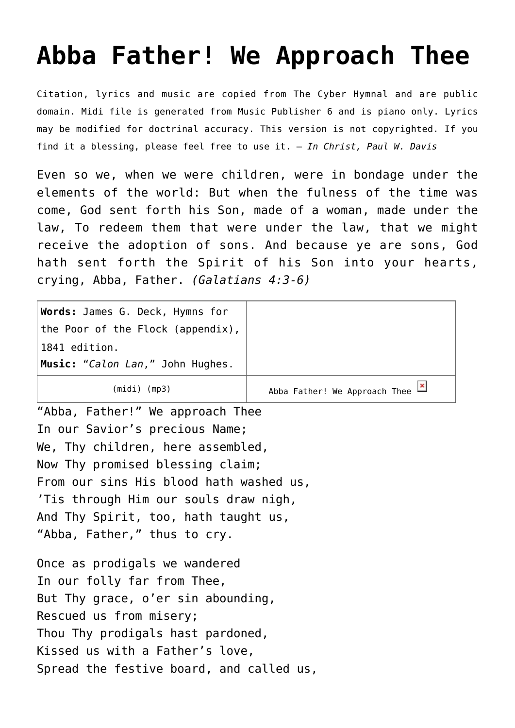# Abba Father! We Approach Thee

Citation, lyrics and music are copied from The Cyber Hymnal and are public domain. Midi file is generated from Music Publisher 6 and is piano only. Lyrics may be modified for doctrinal accuracy. This version is not copyrighted. If you find it a blessing, please feel free to use it. – *In Christ, Paul W. Davis*

Even so we, when we were children, were in bondage under the elements of the world: But when the fulness of the time was come, God sent forth his Son, made of a woman, made under the law, To redeem them that were under the law, that we might receive the adoption of sons. And because ye are sons, God hath sent forth the Spirit of his Son into your hearts, crying, Abba, Father. *(Galatians 4:3-6)*

| **Words:** James G. Deck, Hymns for the Poor of the Flock (appendix), 1841 edition.<br>**Music:** "*Calon Lan*," John Hughes. | |
|---|---|
| (midi) (mp3) | Abba Father! We Approach Thee |

"Abba, Father!" We approach Thee  
In our Savior's precious Name;  
We, Thy children, here assembled,  
Now Thy promised blessing claim;  
From our sins His blood hath washed us,  
'Tis through Him our souls draw nigh,  
And Thy Spirit, too, hath taught us,  
"Abba, Father," thus to cry.

Once as prodigals we wandered  
In our folly far from Thee,  
But Thy grace, o'er sin abounding,  
Rescued us from misery;  
Thou Thy prodigals hast pardoned,  
Kissed us with a Father's love,  
Spread the festive board, and called us,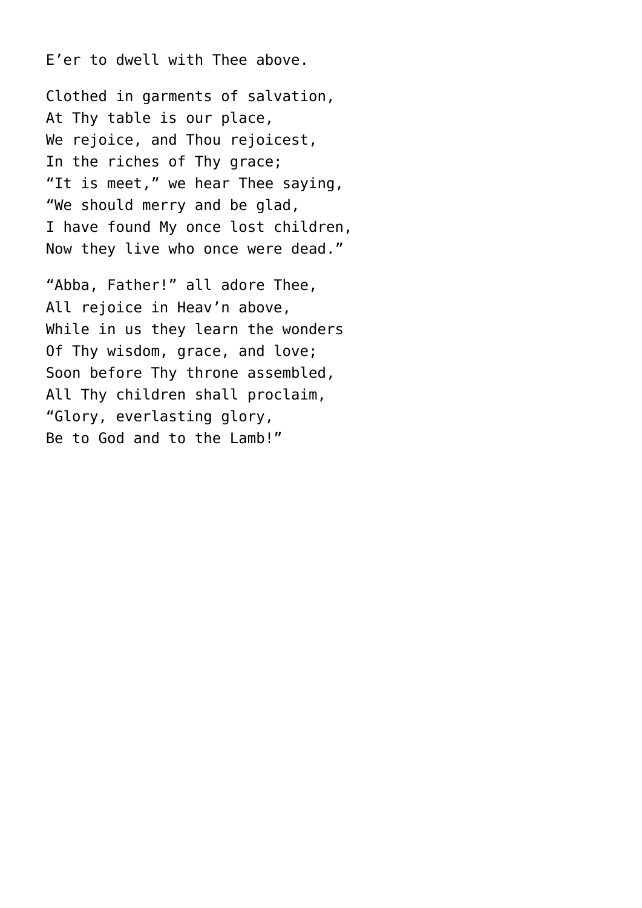E’er to dwell with Thee above.

Clothed in garments of salvation,  
At Thy table is our place,  
We rejoice, and Thou rejoicest,  
In the riches of Thy grace;  
“It is meet,” we hear Thee saying,  
“We should merry and be glad,  
I have found My once lost children,  
Now they live who once were dead.”

“Abba, Father!” all adore Thee,  
All rejoice in Heav’n above,  
While in us they learn the wonders  
Of Thy wisdom, grace, and love;  
Soon before Thy throne assembled,  
All Thy children shall proclaim,  
“Glory, everlasting glory,  
Be to God and to the Lamb!”